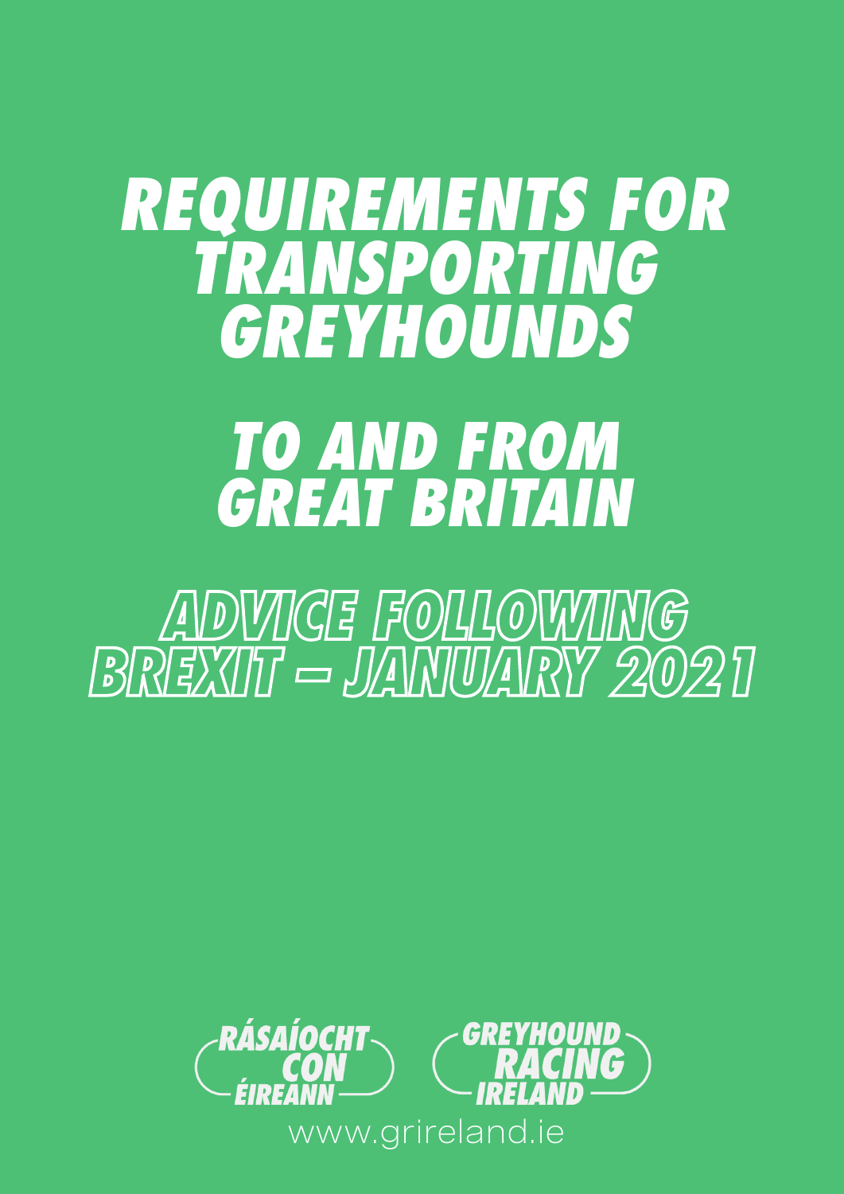# REQUIREMENTS FOR TRANSPORTING GREYHOUNDS

# TO AND FROM GREAT BRITAIN

## ADVICE FOLLOWING BREXIT – JANUARY 2021

RÁSAÍOCHT CON ÉIREANN

GREYHOUND RACING IRELAND

www.grireland.ie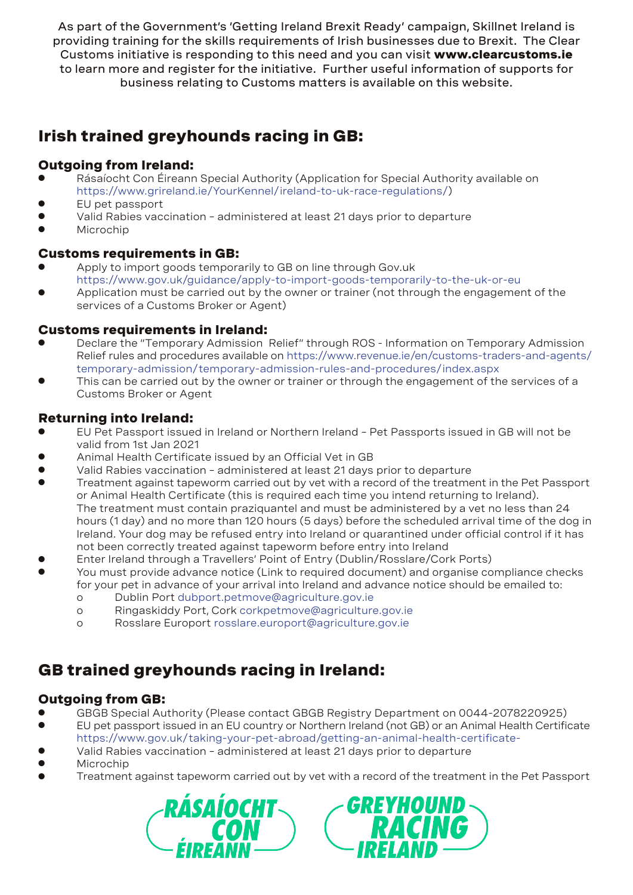As part of the Government's 'Getting Ireland Brexit Ready' campaign, Skillnet Ireland is providing training for the skills requirements of Irish businesses due to Brexit. The Clear Customs initiative is responding to this need and you can visit **www.clearcustoms.ie** to learn more and register for the initiative. Further useful information of supports for business relating to Customs matters is available on this website.

## Irish trained greyhounds racing in GB:

### Outgoing from Ireland:

- Rásaíocht Con Éireann Special Authority (Application for Special Authority available on https://www.grireland.ie/YourKennel/ireland-to-uk-race-regulations/)
- EU pet passport
- Valid Rabies vaccination – administered at least 21 days prior to departure
- Microchip

### Customs requirements in GB:

- Apply to import goods temporarily to GB on line through Gov.uk https://www.gov.uk/guidance/apply-to-import-goods-temporarily-to-the-uk-or-eu
- Application must be carried out by the owner or trainer (not through the engagement of the services of a Customs Broker or Agent)

### Customs requirements in Ireland:

- Declare the "Temporary Admission Relief" through ROS - Information on Temporary Admission Relief rules and procedures available on https://www.revenue.ie/en/customs-traders-and-agents/temporary-admission/temporary-admission-rules-and-procedures/index.aspx
- This can be carried out by the owner or trainer or through the engagement of the services of a Customs Broker or Agent

### Returning into Ireland:

- EU Pet Passport issued in Ireland or Northern Ireland – Pet Passports issued in GB will not be valid from 1st Jan 2021
- Animal Health Certificate issued by an Official Vet in GB
- Valid Rabies vaccination – administered at least 21 days prior to departure
- Treatment against tapeworm carried out by vet with a record of the treatment in the Pet Passport or Animal Health Certificate (this is required each time you intend returning to Ireland). The treatment must contain praziquantel and must be administered by a vet no less than 24 hours (1 day) and no more than 120 hours (5 days) before the scheduled arrival time of the dog in Ireland. Your dog may be refused entry into Ireland or quarantined under official control if it has not been correctly treated against tapeworm before entry into Ireland
- Enter Ireland through a Travellers' Point of Entry (Dublin/Rosslare/Cork Ports)
- You must provide advance notice (Link to required document) and organise compliance checks for your pet in advance of your arrival into Ireland and advance notice should be emailed to:
    - Dublin Port dubport.petmove@agriculture.gov.ie
    - Ringaskiddy Port, Cork corkpetmove@agriculture.gov.ie
    - Rosslare Europort rosslare.europort@agriculture.gov.ie

## GB trained greyhounds racing in Ireland:

### Outgoing from GB:

- GBGB Special Authority (Please contact GBGB Registry Department on 0044-2078220925)
- EU pet passport issued in an EU country or Northern Ireland (not GB) or an Animal Health Certificate https://www.gov.uk/taking-your-pet-abroad/getting-an-animal-health-certificate-
- Valid Rabies vaccination – administered at least 21 days prior to departure
- Microchip
- Treatment against tapeworm carried out by vet with a record of the treatment in the Pet Passport

RÁSAÍOCHT CON ÉIREANN GREYHOUND RACING IRELAND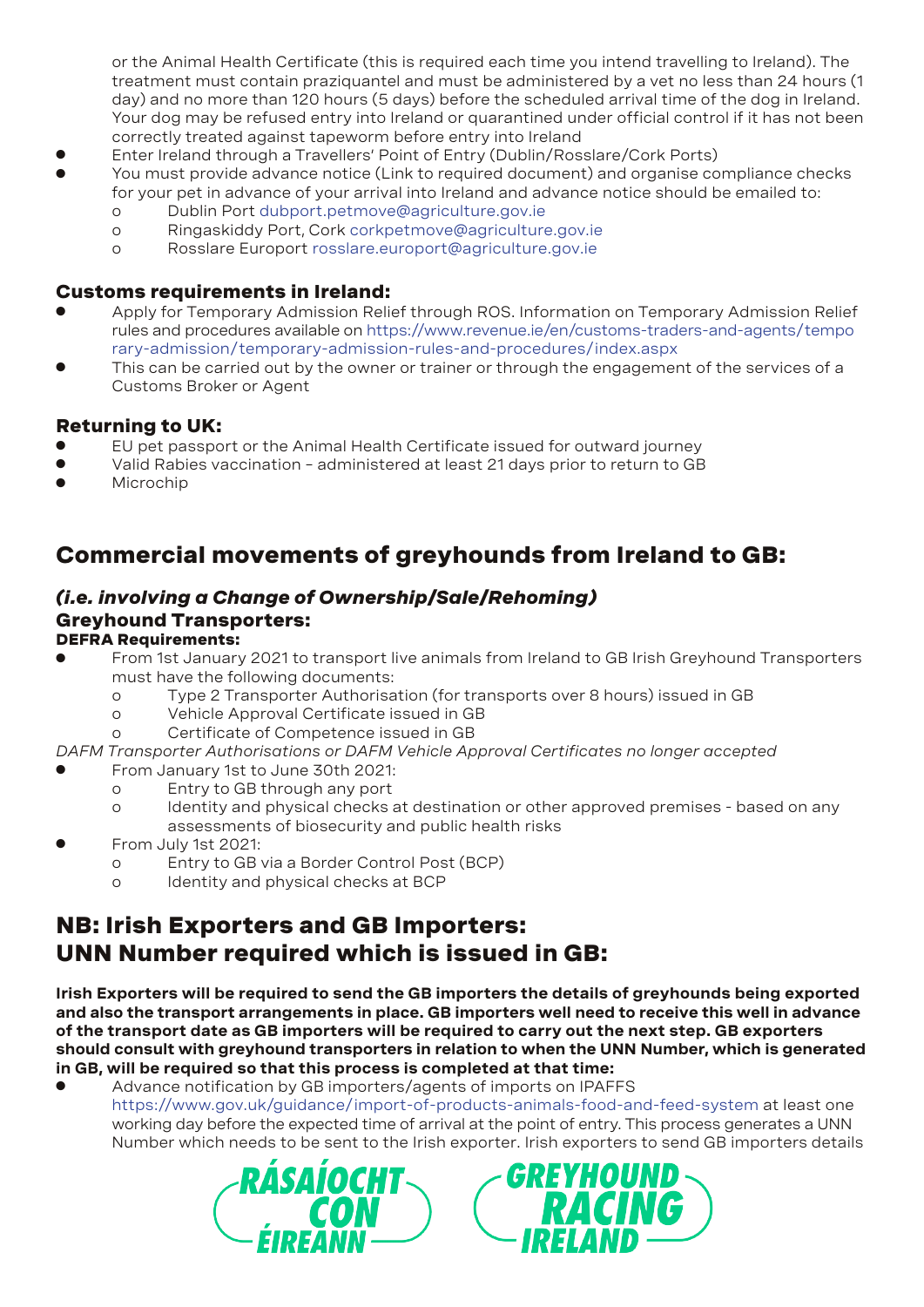or the Animal Health Certificate (this is required each time you intend travelling to Ireland). The treatment must contain praziquantel and must be administered by a vet no less than 24 hours (1 day) and no more than 120 hours (5 days) before the scheduled arrival time of the dog in Ireland. Your dog may be refused entry into Ireland or quarantined under official control if it has not been correctly treated against tapeworm before entry into Ireland

- Enter Ireland through a Travellers' Point of Entry (Dublin/Rosslare/Cork Ports)
- You must provide advance notice (Link to required document) and organise compliance checks for your pet in advance of your arrival into Ireland and advance notice should be emailed to:
    - Dublin Port dubport.petmove@agriculture.gov.ie
    - Ringaskiddy Port, Cork corkpetmove@agriculture.gov.ie
    - Rosslare Europort rosslare.europort@agriculture.gov.ie

### Customs requirements in Ireland:

- Apply for Temporary Admission Relief through ROS. Information on Temporary Admission Relief rules and procedures available on https://www.revenue.ie/en/customs-traders-and-agents/temporary-admission/temporary-admission-rules-and-procedures/index.aspx
- This can be carried out by the owner or trainer or through the engagement of the services of a Customs Broker or Agent

### Returning to UK:

- EU pet passport or the Animal Health Certificate issued for outward journey
- Valid Rabies vaccination – administered at least 21 days prior to return to GB
- Microchip

## Commercial movements of greyhounds from Ireland to GB:

### *(i.e. involving a Change of Ownership/Sale/Rehoming)*

### Greyhound Transporters:

**DEFRA Requirements:**

- From 1st January 2021 to transport live animals from Ireland to GB Irish Greyhound Transporters must have the following documents:
    - Type 2 Transporter Authorisation (for transports over 8 hours) issued in GB
    - Vehicle Approval Certificate issued in GB
    - Certificate of Competence issued in GB

*DAFM Transporter Authorisations or DAFM Vehicle Approval Certificates no longer accepted*

- From January 1st to June 30th 2021:
    - Entry to GB through any port
    - Identity and physical checks at destination or other approved premises - based on any assessments of biosecurity and public health risks
- From July 1st 2021:
    - Entry to GB via a Border Control Post (BCP)
    - Identity and physical checks at BCP

## NB: Irish Exporters and GB Importers: UNN Number required which is issued in GB:

**Irish Exporters will be required to send the GB importers the details of greyhounds being exported and also the transport arrangements in place. GB importers well need to receive this well in advance of the transport date as GB importers will be required to carry out the next step. GB exporters should consult with greyhound transporters in relation to when the UNN Number, which is generated in GB, will be required so that this process is completed at that time:**

- Advance notification by GB importers/agents of imports on IPAFFS https://www.gov.uk/guidance/import-of-products-animals-food-and-feed-system at least one working day before the expected time of arrival at the point of entry. This process generates a UNN Number which needs to be sent to the Irish exporter. Irish exporters to send GB importers details

RÁSAÍOCHT CON ÉIREANN GREYHOUND RACING IRELAND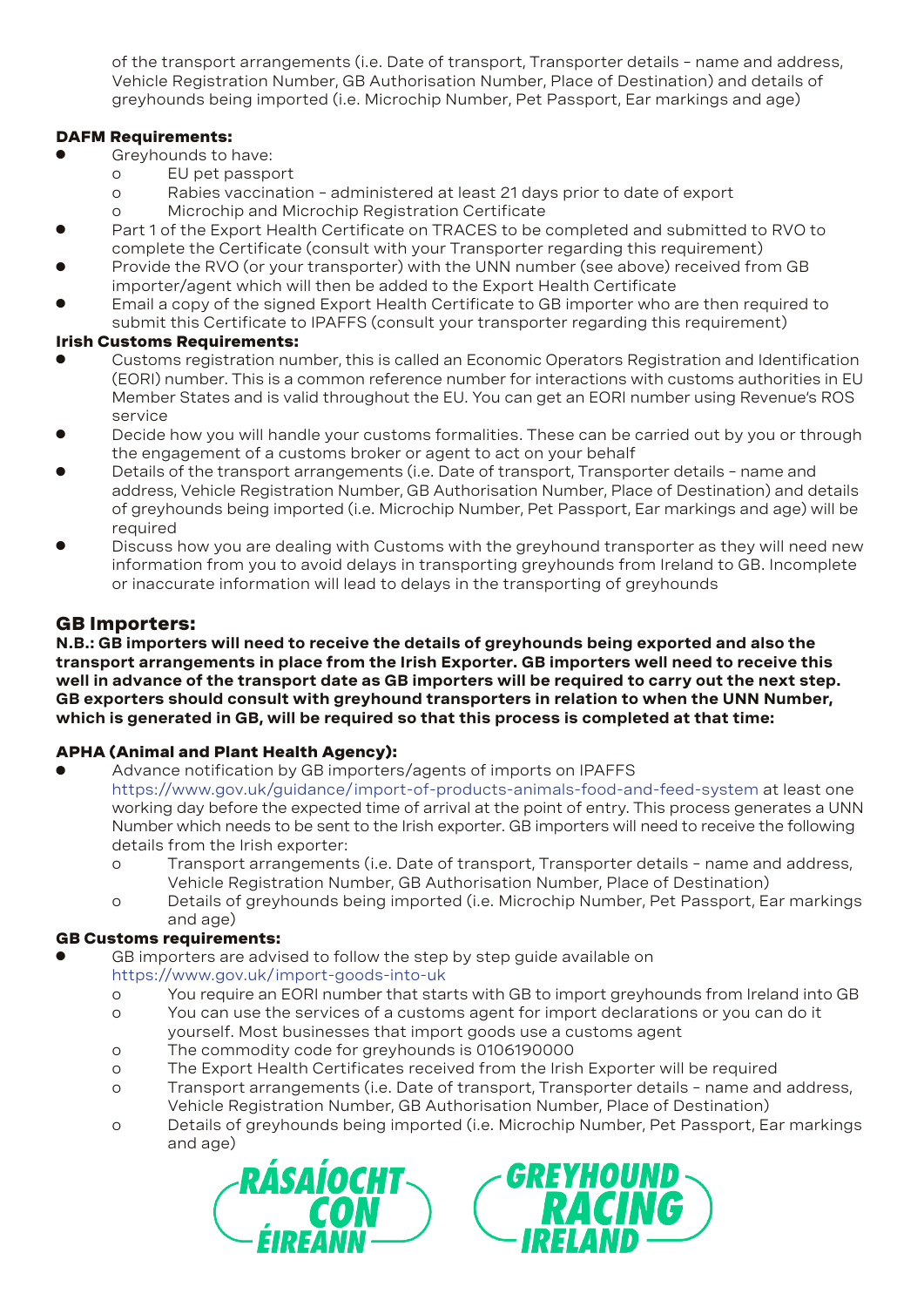of the transport arrangements (i.e. Date of transport, Transporter details – name and address, Vehicle Registration Number, GB Authorisation Number, Place of Destination) and details of greyhounds being imported (i.e. Microchip Number, Pet Passport, Ear markings and age)

**DAFM Requirements:**

- Greyhounds to have:
  - EU pet passport
  - Rabies vaccination – administered at least 21 days prior to date of export
  - Microchip and Microchip Registration Certificate
- Part 1 of the Export Health Certificate on TRACES to be completed and submitted to RVO to complete the Certificate (consult with your Transporter regarding this requirement)
- Provide the RVO (or your transporter) with the UNN number (see above) received from GB importer/agent which will then be added to the Export Health Certificate
- Email a copy of the signed Export Health Certificate to GB importer who are then required to submit this Certificate to IPAFFS (consult your transporter regarding this requirement)

**Irish Customs Requirements:**

- Customs registration number, this is called an Economic Operators Registration and Identification (EORI) number. This is a common reference number for interactions with customs authorities in EU Member States and is valid throughout the EU. You can get an EORI number using Revenue's ROS service
- Decide how you will handle your customs formalities. These can be carried out by you or through the engagement of a customs broker or agent to act on your behalf
- Details of the transport arrangements (i.e. Date of transport, Transporter details – name and address, Vehicle Registration Number, GB Authorisation Number, Place of Destination) and details of greyhounds being imported (i.e. Microchip Number, Pet Passport, Ear markings and age) will be required
- Discuss how you are dealing with Customs with the greyhound transporter as they will need new information from you to avoid delays in transporting greyhounds from Ireland to GB. Incomplete or inaccurate information will lead to delays in the transporting of greyhounds

## GB Importers:

**N.B.: GB importers will need to receive the details of greyhounds being exported and also the transport arrangements in place from the Irish Exporter. GB importers well need to receive this well in advance of the transport date as GB importers will be required to carry out the next step. GB exporters should consult with greyhound transporters in relation to when the UNN Number, which is generated in GB, will be required so that this process is completed at that time:**

**APHA (Animal and Plant Health Agency):**

- Advance notification by GB importers/agents of imports on IPAFFS https://www.gov.uk/guidance/import-of-products-animals-food-and-feed-system at least one working day before the expected time of arrival at the point of entry. This process generates a UNN Number which needs to be sent to the Irish exporter. GB importers will need to receive the following details from the Irish exporter:
  - Transport arrangements (i.e. Date of transport, Transporter details – name and address, Vehicle Registration Number, GB Authorisation Number, Place of Destination)
  - Details of greyhounds being imported (i.e. Microchip Number, Pet Passport, Ear markings and age)

**GB Customs requirements:**

- GB importers are advised to follow the step by step guide available on https://www.gov.uk/import-goods-into-uk
  - You require an EORI number that starts with GB to import greyhounds from Ireland into GB
  - You can use the services of a customs agent for import declarations or you can do it yourself. Most businesses that import goods use a customs agent
  - The commodity code for greyhounds is 0106190000
  - The Export Health Certificates received from the Irish Exporter will be required
  - Transport arrangements (i.e. Date of transport, Transporter details – name and address, Vehicle Registration Number, GB Authorisation Number, Place of Destination)
  - Details of greyhounds being imported (i.e. Microchip Number, Pet Passport, Ear markings and age)

RÁSAÍOCHT CON ÉIREANN — GREYHOUND RACING IRELAND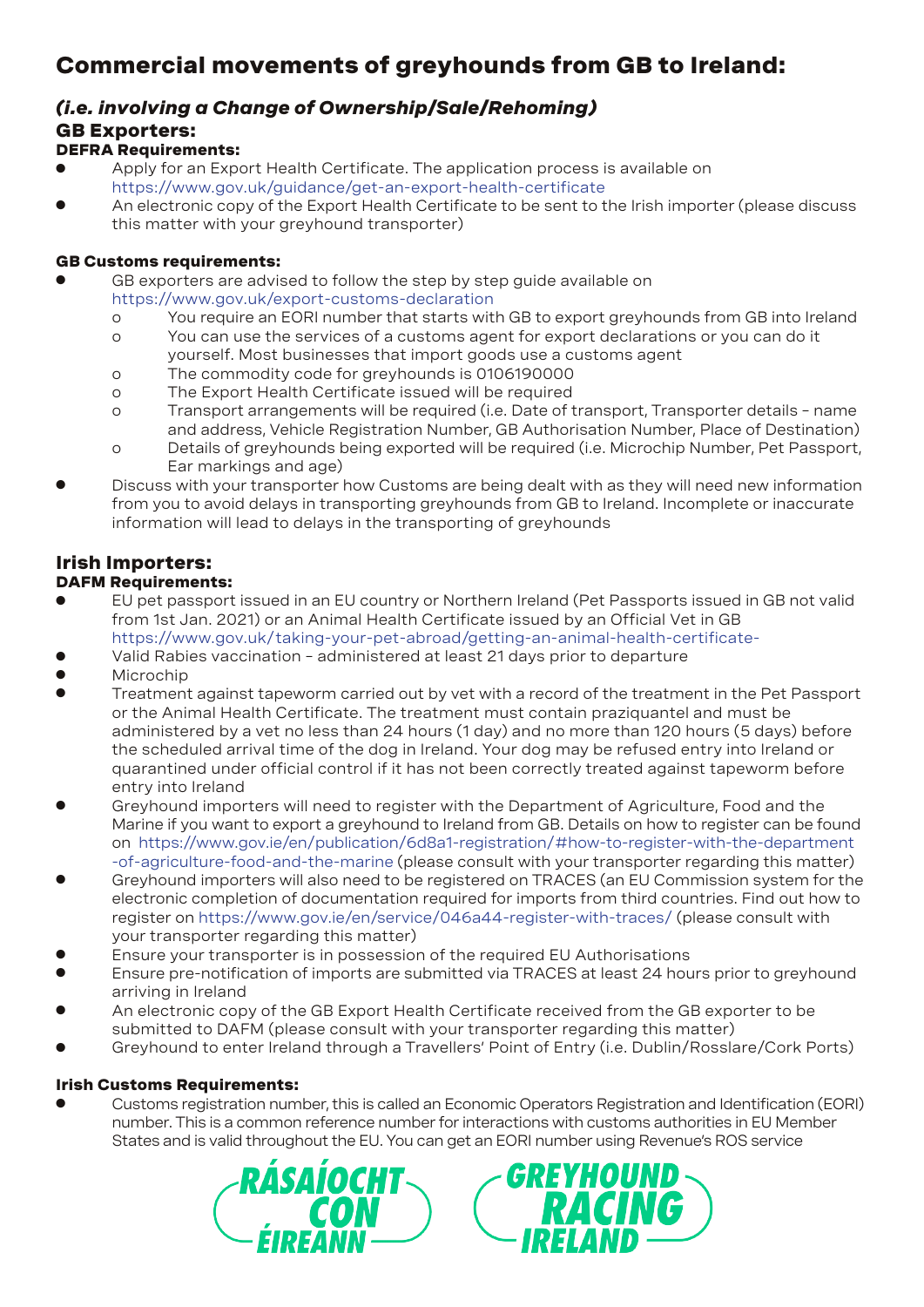# Commercial movements of greyhounds from GB to Ireland:

## *(i.e. involving a Change of Ownership/Sale/Rehoming)*

## GB Exporters:

### DEFRA Requirements:

- Apply for an Export Health Certificate. The application process is available on https://www.gov.uk/guidance/get-an-export-health-certificate
- An electronic copy of the Export Health Certificate to be sent to the Irish importer (please discuss this matter with your greyhound transporter)

### GB Customs requirements:

- GB exporters are advised to follow the step by step guide available on https://www.gov.uk/export-customs-declaration
    - You require an EORI number that starts with GB to export greyhounds from GB into Ireland
    - You can use the services of a customs agent for export declarations or you can do it yourself. Most businesses that import goods use a customs agent
    - The commodity code for greyhounds is 0106190000
    - The Export Health Certificate issued will be required
    - Transport arrangements will be required (i.e. Date of transport, Transporter details - name and address, Vehicle Registration Number, GB Authorisation Number, Place of Destination)
    - Details of greyhounds being exported will be required (i.e. Microchip Number, Pet Passport, Ear markings and age)
- Discuss with your transporter how Customs are being dealt with as they will need new information from you to avoid delays in transporting greyhounds from GB to Ireland. Incomplete or inaccurate information will lead to delays in the transporting of greyhounds

## Irish Importers:

### DAFM Requirements:

- EU pet passport issued in an EU country or Northern Ireland (Pet Passports issued in GB not valid from 1st Jan. 2021) or an Animal Health Certificate issued by an Official Vet in GB https://www.gov.uk/taking-your-pet-abroad/getting-an-animal-health-certificate-
- Valid Rabies vaccination - administered at least 21 days prior to departure
- Microchip
- Treatment against tapeworm carried out by vet with a record of the treatment in the Pet Passport or the Animal Health Certificate. The treatment must contain praziquantel and must be administered by a vet no less than 24 hours (1 day) and no more than 120 hours (5 days) before the scheduled arrival time of the dog in Ireland. Your dog may be refused entry into Ireland or quarantined under official control if it has not been correctly treated against tapeworm before entry into Ireland
- Greyhound importers will need to register with the Department of Agriculture, Food and the Marine if you want to export a greyhound to Ireland from GB. Details on how to register can be found on https://www.gov.ie/en/publication/6d8a1-registration/#how-to-register-with-the-department-of-agriculture-food-and-the-marine (please consult with your transporter regarding this matter)
- Greyhound importers will also need to be registered on TRACES (an EU Commission system for the electronic completion of documentation required for imports from third countries. Find out how to register on https://www.gov.ie/en/service/046a44-register-with-traces/ (please consult with your transporter regarding this matter)
- Ensure your transporter is in possession of the required EU Authorisations
- Ensure pre-notification of imports are submitted via TRACES at least 24 hours prior to greyhound arriving in Ireland
- An electronic copy of the GB Export Health Certificate received from the GB exporter to be submitted to DAFM (please consult with your transporter regarding this matter)
- Greyhound to enter Ireland through a Travellers' Point of Entry (i.e. Dublin/Rosslare/Cork Ports)

### Irish Customs Requirements:

- Customs registration number, this is called an Economic Operators Registration and Identification (EORI) number. This is a common reference number for interactions with customs authorities in EU Member States and is valid throughout the EU. You can get an EORI number using Revenue's ROS service

RÁSAÍOCHT CON ÉIREANN — GREYHOUND RACING IRELAND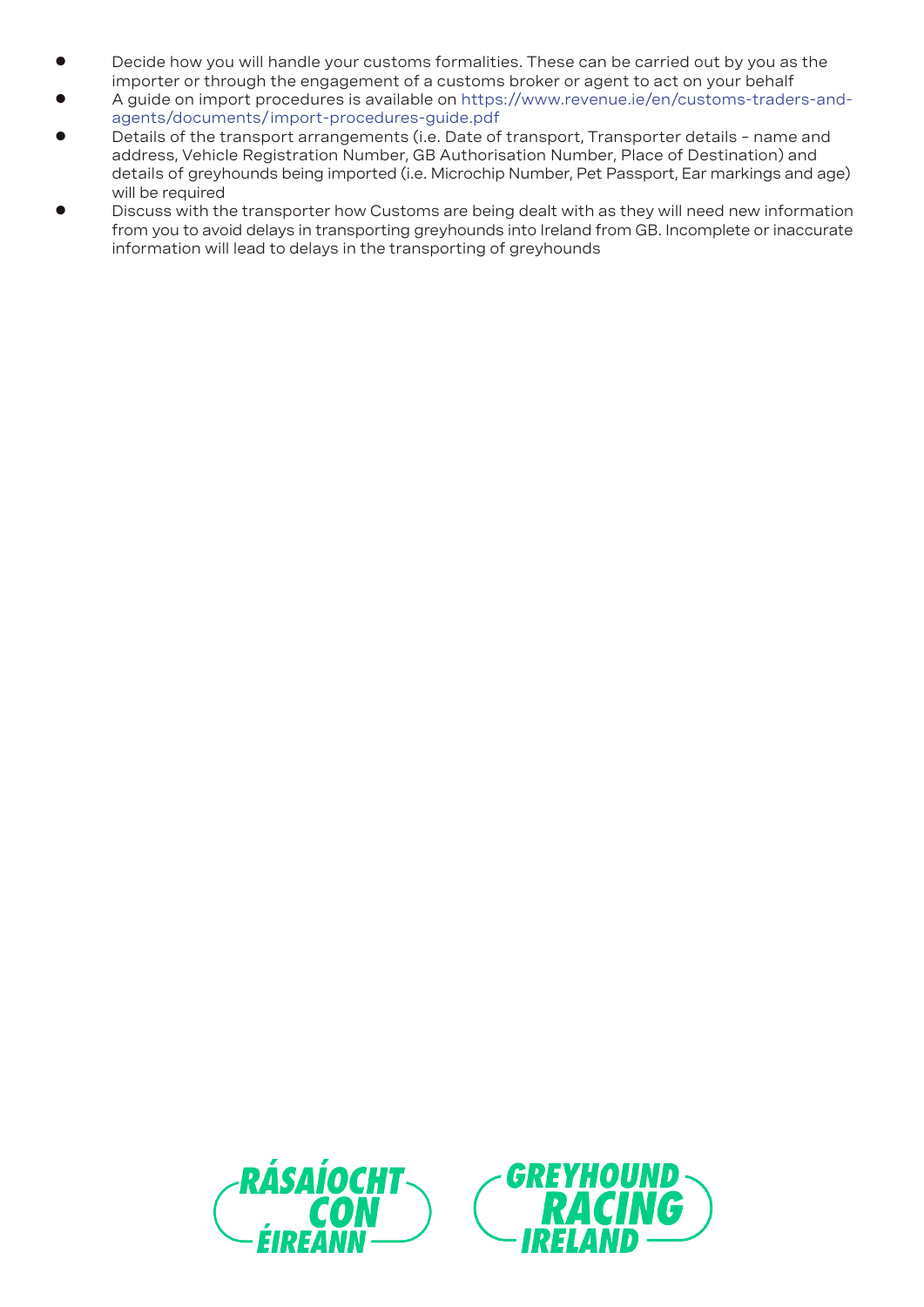- Decide how you will handle your customs formalities. These can be carried out by you as the importer or through the engagement of a customs broker or agent to act on your behalf
- A guide on import procedures is available on https://www.revenue.ie/en/customs-traders-and-agents/documents/import-procedures-guide.pdf
- Details of the transport arrangements (i.e. Date of transport, Transporter details - name and address, Vehicle Registration Number, GB Authorisation Number, Place of Destination) and details of greyhounds being imported (i.e. Microchip Number, Pet Passport, Ear markings and age) will be required
- Discuss with the transporter how Customs are being dealt with as they will need new information from you to avoid delays in transporting greyhounds into Ireland from GB. Incomplete or inaccurate information will lead to delays in the transporting of greyhounds

RÁSAÍOCHT CON ÉIREANN

GREYHOUND RACING IRELAND